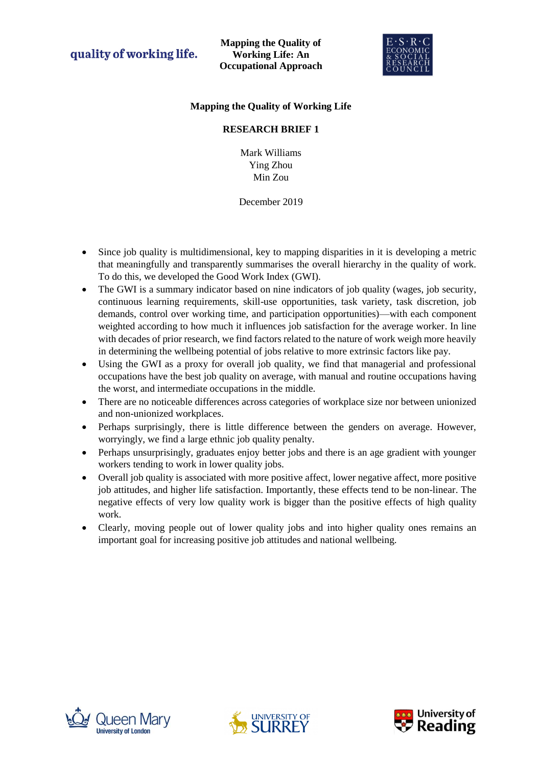quality of working life.

**Mapping the Quality of Working Life: An Occupational Approach**

E·S·R·C ECONOMIC & SOCIAL RESEARCH COUNCIL

## Mapping the Quality of Working Life

## RESEARCH BRIEF 1

Mark Williams
Ying Zhou
Min Zou

December 2019

- Since job quality is multidimensional, key to mapping disparities in it is developing a metric that meaningfully and transparently summarises the overall hierarchy in the quality of work. To do this, we developed the Good Work Index (GWI).
- The GWI is a summary indicator based on nine indicators of job quality (wages, job security, continuous learning requirements, skill-use opportunities, task variety, task discretion, job demands, control over working time, and participation opportunities)—with each component weighted according to how much it influences job satisfaction for the average worker. In line with decades of prior research, we find factors related to the nature of work weigh more heavily in determining the wellbeing potential of jobs relative to more extrinsic factors like pay.
- Using the GWI as a proxy for overall job quality, we find that managerial and professional occupations have the best job quality on average, with manual and routine occupations having the worst, and intermediate occupations in the middle.
- There are no noticeable differences across categories of workplace size nor between unionized and non-unionized workplaces.
- Perhaps surprisingly, there is little difference between the genders on average. However, worryingly, we find a large ethnic job quality penalty.
- Perhaps unsurprisingly, graduates enjoy better jobs and there is an age gradient with younger workers tending to work in lower quality jobs.
- Overall job quality is associated with more positive affect, lower negative affect, more positive job attitudes, and higher life satisfaction. Importantly, these effects tend to be non-linear. The negative effects of very low quality work is bigger than the positive effects of high quality work.
- Clearly, moving people out of lower quality jobs and into higher quality ones remains an important goal for increasing positive job attitudes and national wellbeing.

Queen Mary University of London

University of Surrey

University of Reading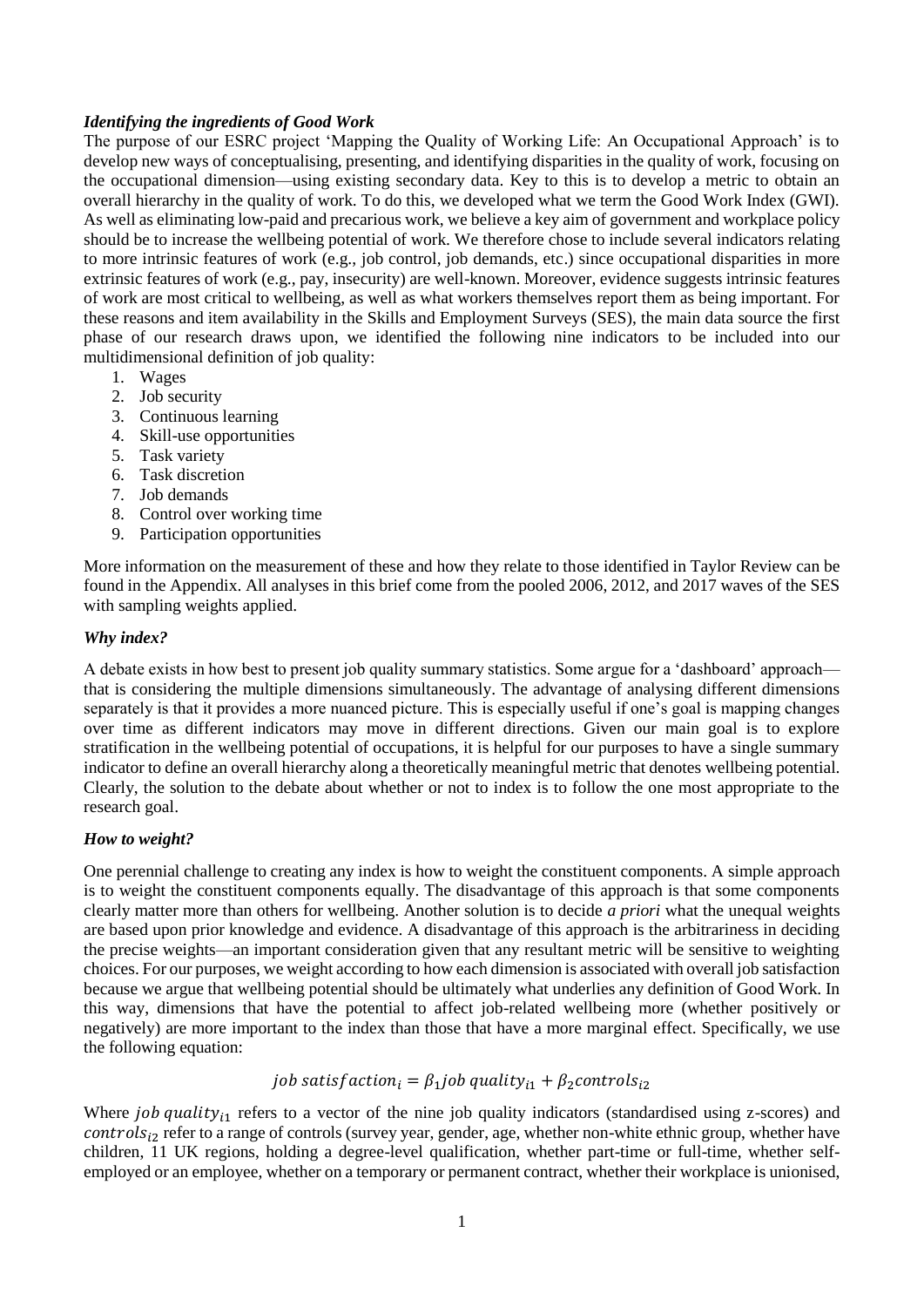### *Identifying the ingredients of Good Work*

The purpose of our ESRC project 'Mapping the Quality of Working Life: An Occupational Approach' is to develop new ways of conceptualising, presenting, and identifying disparities in the quality of work, focusing on the occupational dimension—using existing secondary data. Key to this is to develop a metric to obtain an overall hierarchy in the quality of work. To do this, we developed what we term the Good Work Index (GWI). As well as eliminating low-paid and precarious work, we believe a key aim of government and workplace policy should be to increase the wellbeing potential of work. We therefore chose to include several indicators relating to more intrinsic features of work (e.g., job control, job demands, etc.) since occupational disparities in more extrinsic features of work (e.g., pay, insecurity) are well-known. Moreover, evidence suggests intrinsic features of work are most critical to wellbeing, as well as what workers themselves report them as being important. For these reasons and item availability in the Skills and Employment Surveys (SES), the main data source the first phase of our research draws upon, we identified the following nine indicators to be included into our multidimensional definition of job quality:

1. Wages
2. Job security
3. Continuous learning
4. Skill-use opportunities
5. Task variety
6. Task discretion
7. Job demands
8. Control over working time
9. Participation opportunities

More information on the measurement of these and how they relate to those identified in Taylor Review can be found in the Appendix. All analyses in this brief come from the pooled 2006, 2012, and 2017 waves of the SES with sampling weights applied.

### *Why index?*

A debate exists in how best to present job quality summary statistics. Some argue for a 'dashboard' approach—that is considering the multiple dimensions simultaneously. The advantage of analysing different dimensions separately is that it provides a more nuanced picture. This is especially useful if one's goal is mapping changes over time as different indicators may move in different directions. Given our main goal is to explore stratification in the wellbeing potential of occupations, it is helpful for our purposes to have a single summary indicator to define an overall hierarchy along a theoretically meaningful metric that denotes wellbeing potential. Clearly, the solution to the debate about whether or not to index is to follow the one most appropriate to the research goal.

### *How to weight?*

One perennial challenge to creating any index is how to weight the constituent components. A simple approach is to weight the constituent components equally. The disadvantage of this approach is that some components clearly matter more than others for wellbeing. Another solution is to decide *a priori* what the unequal weights are based upon prior knowledge and evidence. A disadvantage of this approach is the arbitrariness in deciding the precise weights—an important consideration given that any resultant metric will be sensitive to weighting choices. For our purposes, we weight according to how each dimension is associated with overall job satisfaction because we argue that wellbeing potential should be ultimately what underlies any definition of Good Work. In this way, dimensions that have the potential to affect job-related wellbeing more (whether positively or negatively) are more important to the index than those that have a more marginal effect. Specifically, we use the following equation:

$$job\ satisfaction_i = \beta_1 job\ quality_{i1} + \beta_2 controls_{i2}$$

Where $job\ quality_{i1}$ refers to a vector of the nine job quality indicators (standardised using z-scores) and $controls_{i2}$ refer to a range of controls (survey year, gender, age, whether non-white ethnic group, whether have children, 11 UK regions, holding a degree-level qualification, whether part-time or full-time, whether self-employed or an employee, whether on a temporary or permanent contract, whether their workplace is unionised,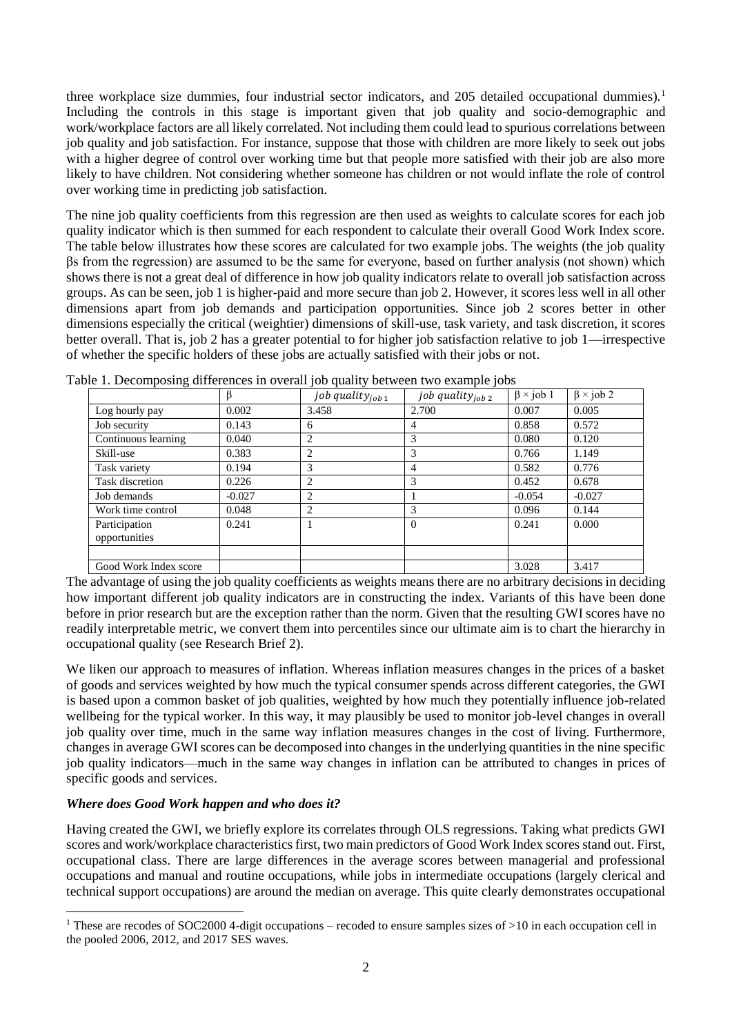three workplace size dummies, four industrial sector indicators, and 205 detailed occupational dummies).[1] Including the controls in this stage is important given that job quality and socio-demographic and work/workplace factors are all likely correlated. Not including them could lead to spurious correlations between job quality and job satisfaction. For instance, suppose that those with children are more likely to seek out jobs with a higher degree of control over working time but that people more satisfied with their job are also more likely to have children. Not considering whether someone has children or not would inflate the role of control over working time in predicting job satisfaction.

The nine job quality coefficients from this regression are then used as weights to calculate scores for each job quality indicator which is then summed for each respondent to calculate their overall Good Work Index score. The table below illustrates how these scores are calculated for two example jobs. The weights (the job quality βs from the regression) are assumed to be the same for everyone, based on further analysis (not shown) which shows there is not a great deal of difference in how job quality indicators relate to overall job satisfaction across groups. As can be seen, job 1 is higher-paid and more secure than job 2. However, it scores less well in all other dimensions apart from job demands and participation opportunities. Since job 2 scores better in other dimensions especially the critical (weightier) dimensions of skill-use, task variety, and task discretion, it scores better overall. That is, job 2 has a greater potential to for higher job satisfaction relative to job 1—irrespective of whether the specific holders of these jobs are actually satisfied with their jobs or not.

Table 1. Decomposing differences in overall job quality between two example jobs

| | β | $job\ quality_{job\ 1}$ | $job\ quality_{job\ 2}$ | β × job 1 | β × job 2 |
|---|---|---|---|---|---|
| Log hourly pay | 0.002 | 3.458 | 2.700 | 0.007 | 0.005 |
| Job security | 0.143 | 6 | 4 | 0.858 | 0.572 |
| Continuous learning | 0.040 | 2 | 3 | 0.080 | 0.120 |
| Skill-use | 0.383 | 2 | 3 | 0.766 | 1.149 |
| Task variety | 0.194 | 3 | 4 | 0.582 | 0.776 |
| Task discretion | 0.226 | 2 | 3 | 0.452 | 0.678 |
| Job demands | -0.027 | 2 | 1 | -0.054 | -0.027 |
| Work time control | 0.048 | 2 | 3 | 0.096 | 0.144 |
| Participation opportunities | 0.241 | 1 | 0 | 0.241 | 0.000 |
| | | | | | |
| Good Work Index score | | | | 3.028 | 3.417 |

The advantage of using the job quality coefficients as weights means there are no arbitrary decisions in deciding how important different job quality indicators are in constructing the index. Variants of this have been done before in prior research but are the exception rather than the norm. Given that the resulting GWI scores have no readily interpretable metric, we convert them into percentiles since our ultimate aim is to chart the hierarchy in occupational quality (see Research Brief 2).

We liken our approach to measures of inflation. Whereas inflation measures changes in the prices of a basket of goods and services weighted by how much the typical consumer spends across different categories, the GWI is based upon a common basket of job qualities, weighted by how much they potentially influence job-related wellbeing for the typical worker. In this way, it may plausibly be used to monitor job-level changes in overall job quality over time, much in the same way inflation measures changes in the cost of living. Furthermore, changes in average GWI scores can be decomposed into changes in the underlying quantities in the nine specific job quality indicators—much in the same way changes in inflation can be attributed to changes in prices of specific goods and services.

### *Where does Good Work happen and who does it?*

Having created the GWI, we briefly explore its correlates through OLS regressions. Taking what predicts GWI scores and work/workplace characteristics first, two main predictors of Good Work Index scores stand out. First, occupational class. There are large differences in the average scores between managerial and professional occupations and manual and routine occupations, while jobs in intermediate occupations (largely clerical and technical support occupations) are around the median on average. This quite clearly demonstrates occupational

[1] These are recodes of SOC2000 4-digit occupations – recoded to ensure samples sizes of >10 in each occupation cell in the pooled 2006, 2012, and 2017 SES waves.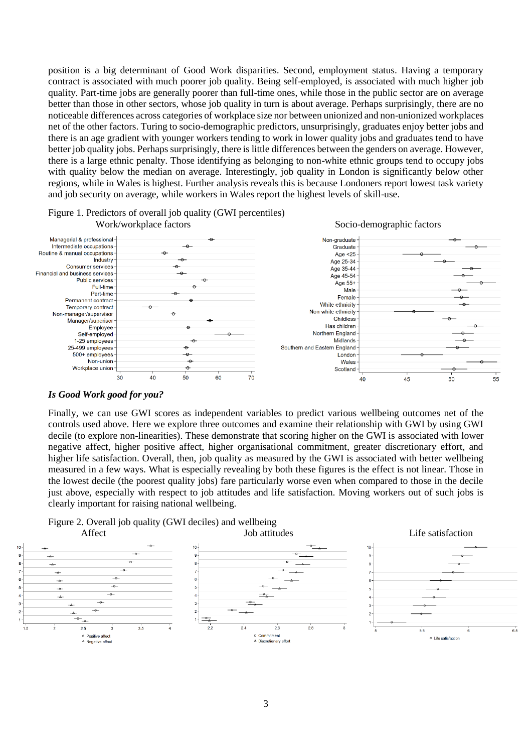position is a big determinant of Good Work disparities. Second, employment status. Having a temporary contract is associated with much poorer job quality. Being self-employed, is associated with much higher job quality. Part-time jobs are generally poorer than full-time ones, while those in the public sector are on average better than those in other sectors, whose job quality in turn is about average. Perhaps surprisingly, there are no noticeable differences across categories of workplace size nor between unionized and non-unionized workplaces net of the other factors. Turing to socio-demographic predictors, unsurprisingly, graduates enjoy better jobs and there is an age gradient with younger workers tending to work in lower quality jobs and graduates tend to have better job quality jobs. Perhaps surprisingly, there is little differences between the genders on average. However, there is a large ethnic penalty. Those identifying as belonging to non-white ethnic groups tend to occupy jobs with quality below the median on average. Interestingly, job quality in London is significantly below other regions, while in Wales is highest. Further analysis reveals this is because Londoners report lowest task variety and job security on average, while workers in Wales report the highest levels of skill-use.

Figure 1. Predictors of overall job quality (GWI percentiles)

Work/workplace factors | Socio-demographic factors

### *Is Good Work good for you?*

Finally, we can use GWI scores as independent variables to predict various wellbeing outcomes net of the controls used above. Here we explore three outcomes and examine their relationship with GWI by using GWI decile (to explore non-linearities). These demonstrate that scoring higher on the GWI is associated with lower negative affect, higher positive affect, higher organisational commitment, greater discretionary effort, and higher life satisfaction. Overall, then, job quality as measured by the GWI is associated with better wellbeing measured in a few ways. What is especially revealing by both these figures is the effect is not linear. Those in the lowest decile (the poorest quality jobs) fare particularly worse even when compared to those in the decile just above, especially with respect to job attitudes and life satisfaction. Moving workers out of such jobs is clearly important for raising national wellbeing.

Figure 2. Overall job quality (GWI deciles) and wellbeing

Affect | Job attitudes | Life satisfaction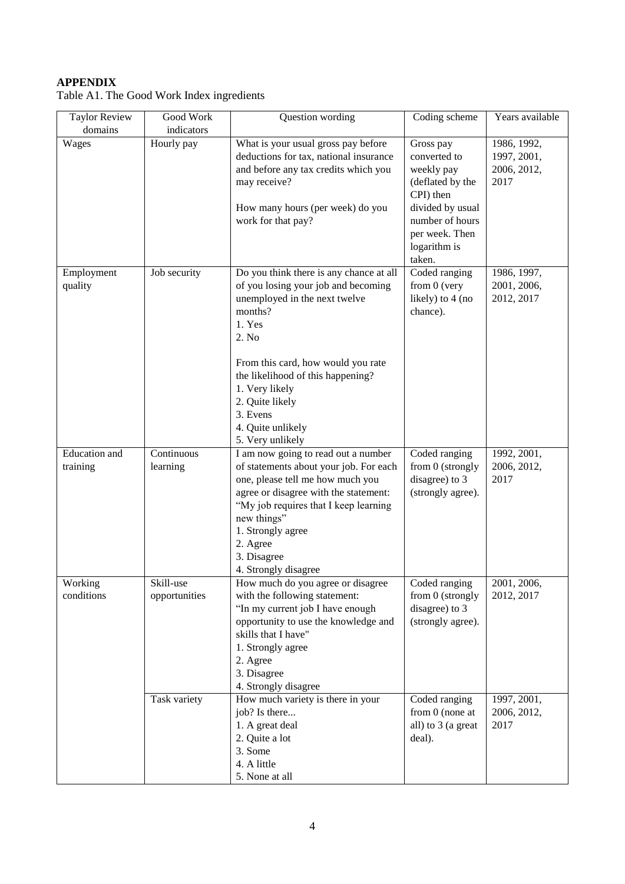## APPENDIX

Table A1. The Good Work Index ingredients

| Taylor Review domains | Good Work indicators | Question wording | Coding scheme | Years available |
|---|---|---|---|---|
| Wages | Hourly pay | What is your usual gross pay before deductions for tax, national insurance and before any tax credits which you may receive?<br><br>How many hours (per week) do you work for that pay? | Gross pay converted to weekly pay (deflated by the CPI) then divided by usual number of hours per week. Then logarithm is taken. | 1986, 1992, 1997, 2001, 2006, 2012, 2017 |
| Employment quality | Job security | Do you think there is any chance at all of you losing your job and becoming unemployed in the next twelve months?<br>1. Yes<br>2. No<br><br>From this card, how would you rate the likelihood of this happening?<br>1. Very likely<br>2. Quite likely<br>3. Evens<br>4. Quite unlikely<br>5. Very unlikely | Coded ranging from 0 (very likely) to 4 (no chance). | 1986, 1997, 2001, 2006, 2012, 2017 |
| Education and training | Continuous learning | I am now going to read out a number of statements about your job. For each one, please tell me how much you agree or disagree with the statement: "My job requires that I keep learning new things"<br>1. Strongly agree<br>2. Agree<br>3. Disagree<br>4. Strongly disagree | Coded ranging from 0 (strongly disagree) to 3 (strongly agree). | 1992, 2001, 2006, 2012, 2017 |
| Working conditions | Skill-use opportunities | How much do you agree or disagree with the following statement: "In my current job I have enough opportunity to use the knowledge and skills that I have"<br>1. Strongly agree<br>2. Agree<br>3. Disagree<br>4. Strongly disagree | Coded ranging from 0 (strongly disagree) to 3 (strongly agree). | 2001, 2006, 2012, 2017 |
| | Task variety | How much variety is there in your job? Is there...<br>1. A great deal<br>2. Quite a lot<br>3. Some<br>4. A little<br>5. None at all | Coded ranging from 0 (none at all) to 3 (a great deal). | 1997, 2001, 2006, 2012, 2017 |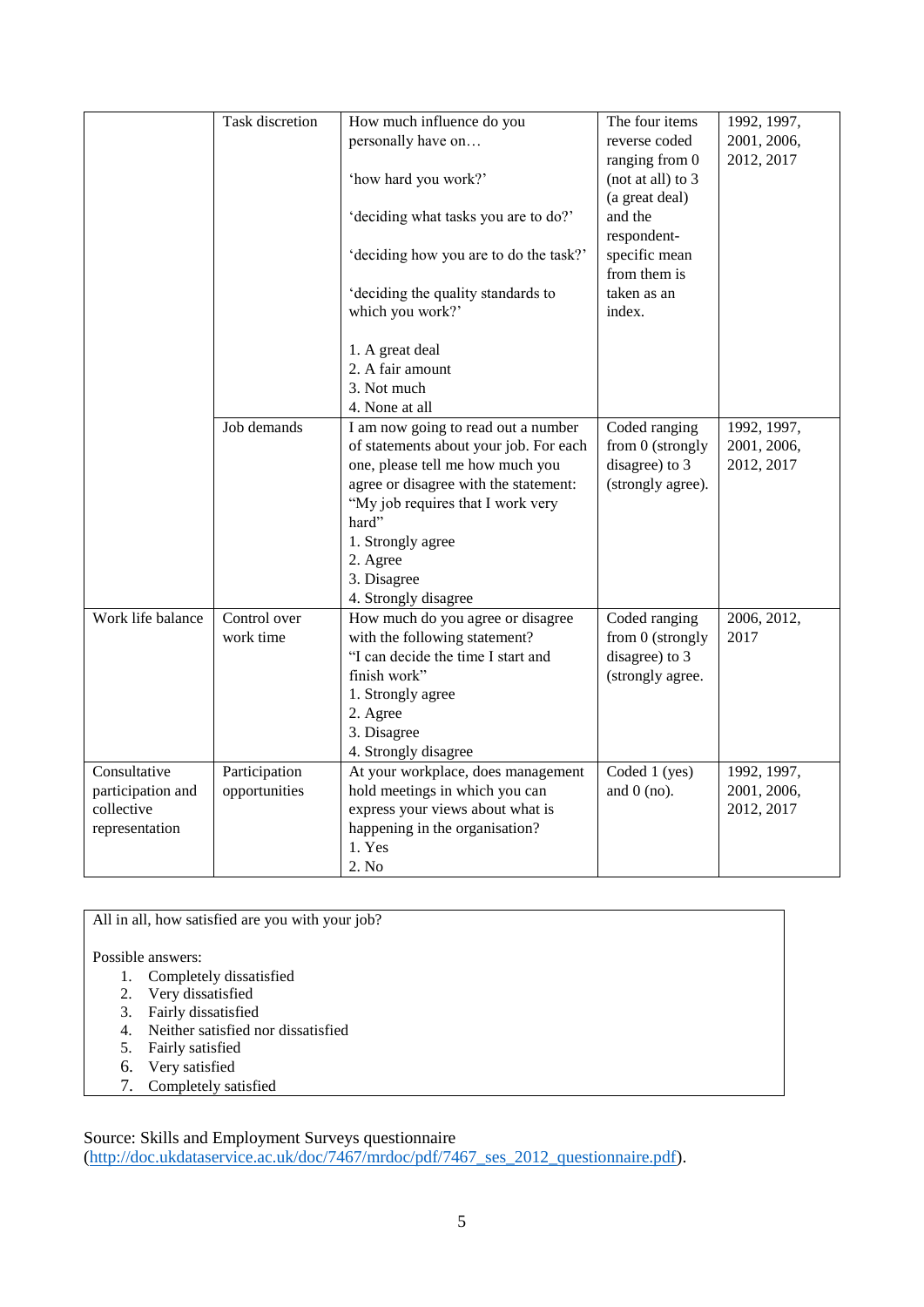| | | | | |
|---|---|---|---|---|
| | Task discretion | How much influence do you personally have on… 'how hard you work?' 'deciding what tasks you are to do?' 'deciding how you are to do the task?' 'deciding the quality standards to which you work?' 1. A great deal 2. A fair amount 3. Not much 4. None at all | The four items reverse coded ranging from 0 (not at all) to 3 (a great deal) and the respondent-specific mean from them is taken as an index. | 1992, 1997, 2001, 2006, 2012, 2017 |
| | Job demands | I am now going to read out a number of statements about your job. For each one, please tell me how much you agree or disagree with the statement: "My job requires that I work very hard" 1. Strongly agree 2. Agree 3. Disagree 4. Strongly disagree | Coded ranging from 0 (strongly disagree) to 3 (strongly agree). | 1992, 1997, 2001, 2006, 2012, 2017 |
| Work life balance | Control over work time | How much do you agree or disagree with the following statement? "I can decide the time I start and finish work" 1. Strongly agree 2. Agree 3. Disagree 4. Strongly disagree | Coded ranging from 0 (strongly disagree) to 3 (strongly agree. | 2006, 2012, 2017 |
| Consultative participation and collective representation | Participation opportunities | At your workplace, does management hold meetings in which you can express your views about what is happening in the organisation? 1. Yes 2. No | Coded 1 (yes) and 0 (no). | 1992, 1997, 2001, 2006, 2012, 2017 |

All in all, how satisfied are you with your job?

Possible answers:

1. Completely dissatisfied
2. Very dissatisfied
3. Fairly dissatisfied
4. Neither satisfied nor dissatisfied
5. Fairly satisfied
6. Very satisfied
7. Completely satisfied

Source: Skills and Employment Surveys questionnaire (http://doc.ukdataservice.ac.uk/doc/7467/mrdoc/pdf/7467_ses_2012_questionnaire.pdf).